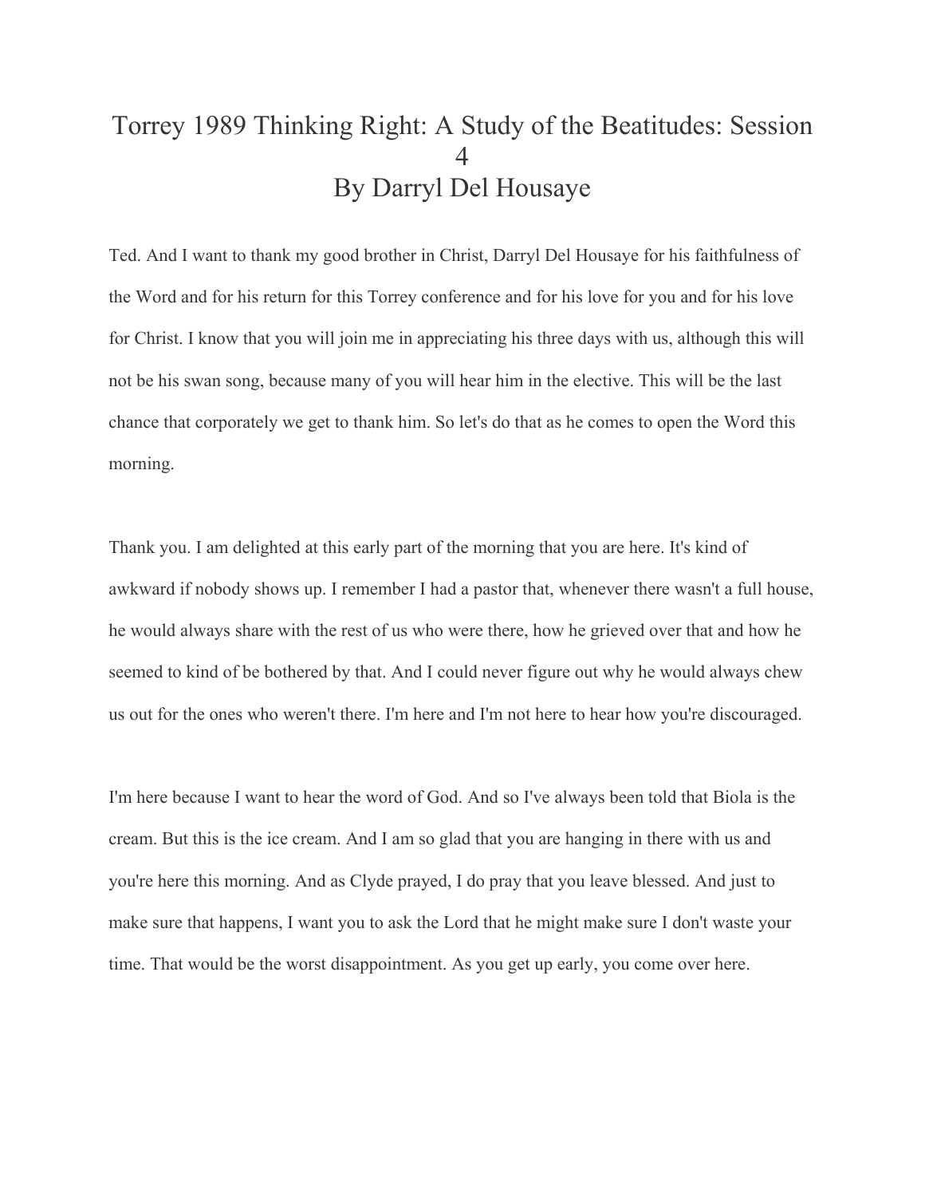# Torrey 1989 Thinking Right: A Study of the Beatitudes: Session 4
# By Darryl Del Housaye

Ted. And I want to thank my good brother in Christ, Darryl Del Housaye for his faithfulness of the Word and for his return for this Torrey conference and for his love for you and for his love for Christ. I know that you will join me in appreciating his three days with us, although this will not be his swan song, because many of you will hear him in the elective. This will be the last chance that corporately we get to thank him. So let's do that as he comes to open the Word this morning.

Thank you. I am delighted at this early part of the morning that you are here. It's kind of awkward if nobody shows up. I remember I had a pastor that, whenever there wasn't a full house, he would always share with the rest of us who were there, how he grieved over that and how he seemed to kind of be bothered by that. And I could never figure out why he would always chew us out for the ones who weren't there. I'm here and I'm not here to hear how you're discouraged.

I'm here because I want to hear the word of God. And so I've always been told that Biola is the cream. But this is the ice cream. And I am so glad that you are hanging in there with us and you're here this morning. And as Clyde prayed, I do pray that you leave blessed. And just to make sure that happens, I want you to ask the Lord that he might make sure I don't waste your time. That would be the worst disappointment. As you get up early, you come over here.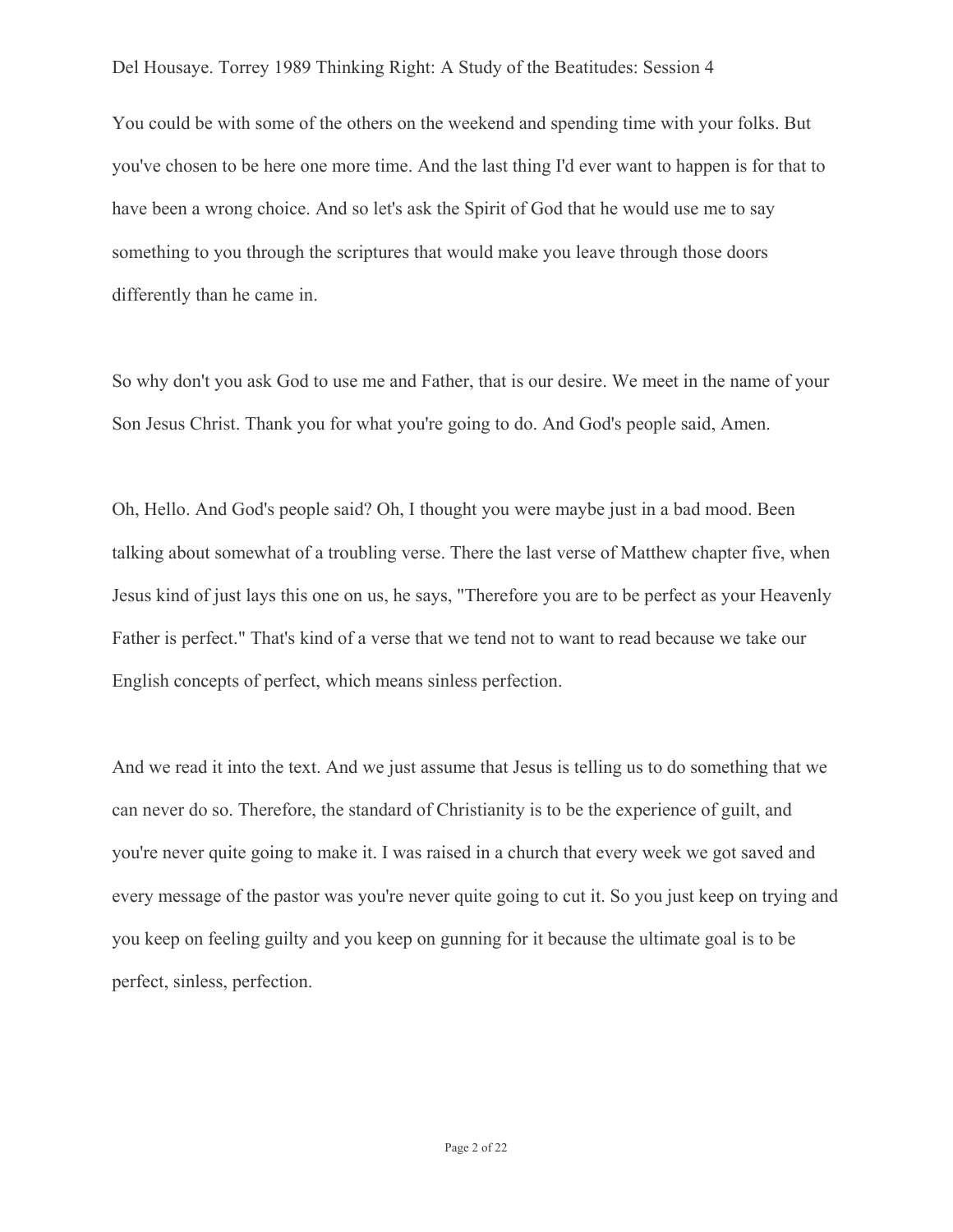You could be with some of the others on the weekend and spending time with your folks. But you've chosen to be here one more time. And the last thing I'd ever want to happen is for that to have been a wrong choice. And so let's ask the Spirit of God that he would use me to say something to you through the scriptures that would make you leave through those doors differently than he came in.

So why don't you ask God to use me and Father, that is our desire. We meet in the name of your Son Jesus Christ. Thank you for what you're going to do. And God's people said, Amen.

Oh, Hello. And God's people said? Oh, I thought you were maybe just in a bad mood. Been talking about somewhat of a troubling verse. There the last verse of Matthew chapter five, when Jesus kind of just lays this one on us, he says, "Therefore you are to be perfect as your Heavenly Father is perfect." That's kind of a verse that we tend not to want to read because we take our English concepts of perfect, which means sinless perfection.

And we read it into the text. And we just assume that Jesus is telling us to do something that we can never do so. Therefore, the standard of Christianity is to be the experience of guilt, and you're never quite going to make it. I was raised in a church that every week we got saved and every message of the pastor was you're never quite going to cut it. So you just keep on trying and you keep on feeling guilty and you keep on gunning for it because the ultimate goal is to be perfect, sinless, perfection.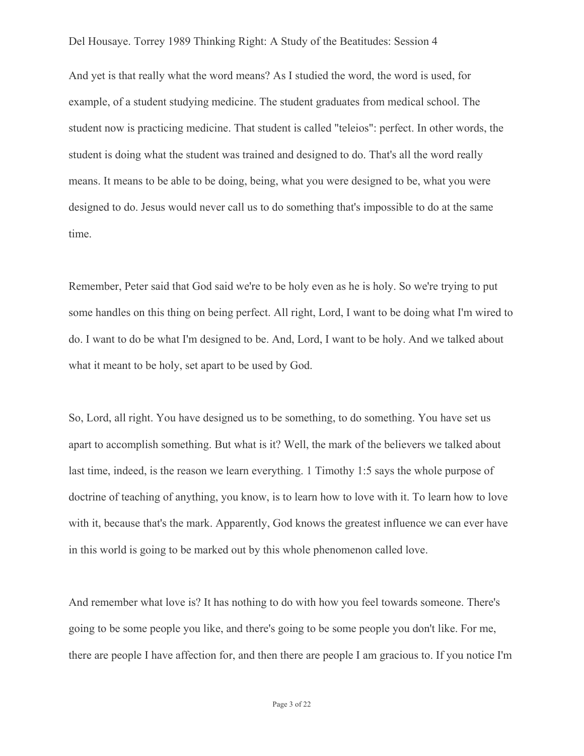And yet is that really what the word means? As I studied the word, the word is used, for example, of a student studying medicine. The student graduates from medical school. The student now is practicing medicine. That student is called "teleios": perfect. In other words, the student is doing what the student was trained and designed to do. That's all the word really means. It means to be able to be doing, being, what you were designed to be, what you were designed to do. Jesus would never call us to do something that's impossible to do at the same time.

Remember, Peter said that God said we're to be holy even as he is holy. So we're trying to put some handles on this thing on being perfect. All right, Lord, I want to be doing what I'm wired to do. I want to do be what I'm designed to be. And, Lord, I want to be holy. And we talked about what it meant to be holy, set apart to be used by God.

So, Lord, all right. You have designed us to be something, to do something. You have set us apart to accomplish something. But what is it? Well, the mark of the believers we talked about last time, indeed, is the reason we learn everything. 1 Timothy 1:5 says the whole purpose of doctrine of teaching of anything, you know, is to learn how to love with it. To learn how to love with it, because that's the mark. Apparently, God knows the greatest influence we can ever have in this world is going to be marked out by this whole phenomenon called love.

And remember what love is? It has nothing to do with how you feel towards someone. There's going to be some people you like, and there's going to be some people you don't like. For me, there are people I have affection for, and then there are people I am gracious to. If you notice I'm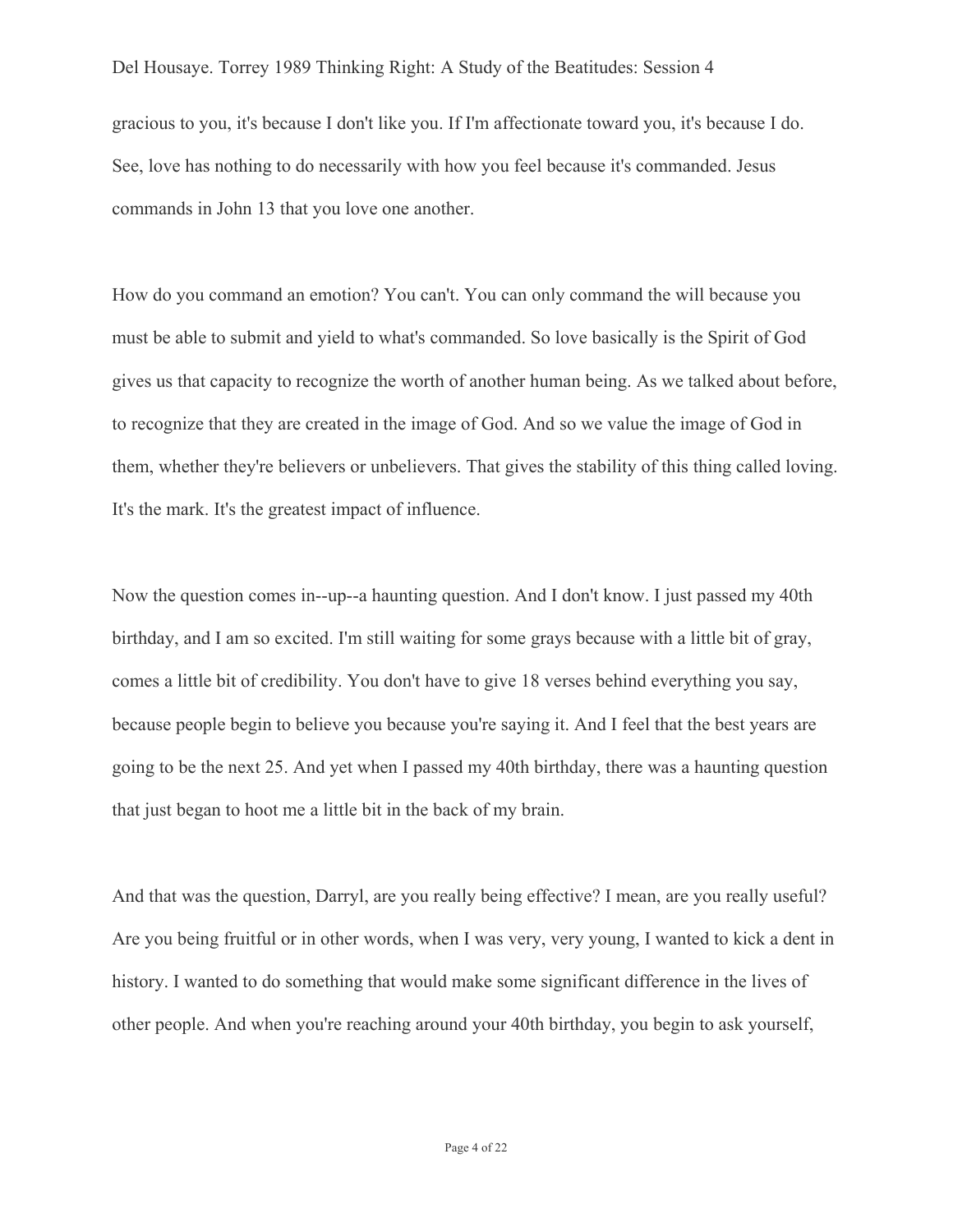gracious to you, it's because I don't like you. If I'm affectionate toward you, it's because I do. See, love has nothing to do necessarily with how you feel because it's commanded. Jesus commands in John 13 that you love one another.

How do you command an emotion? You can't. You can only command the will because you must be able to submit and yield to what's commanded. So love basically is the Spirit of God gives us that capacity to recognize the worth of another human being. As we talked about before, to recognize that they are created in the image of God. And so we value the image of God in them, whether they're believers or unbelievers. That gives the stability of this thing called loving. It's the mark. It's the greatest impact of influence.

Now the question comes in--up--a haunting question. And I don't know. I just passed my 40th birthday, and I am so excited. I'm still waiting for some grays because with a little bit of gray, comes a little bit of credibility. You don't have to give 18 verses behind everything you say, because people begin to believe you because you're saying it. And I feel that the best years are going to be the next 25. And yet when I passed my 40th birthday, there was a haunting question that just began to hoot me a little bit in the back of my brain.

And that was the question, Darryl, are you really being effective? I mean, are you really useful? Are you being fruitful or in other words, when I was very, very young, I wanted to kick a dent in history. I wanted to do something that would make some significant difference in the lives of other people. And when you're reaching around your 40th birthday, you begin to ask yourself,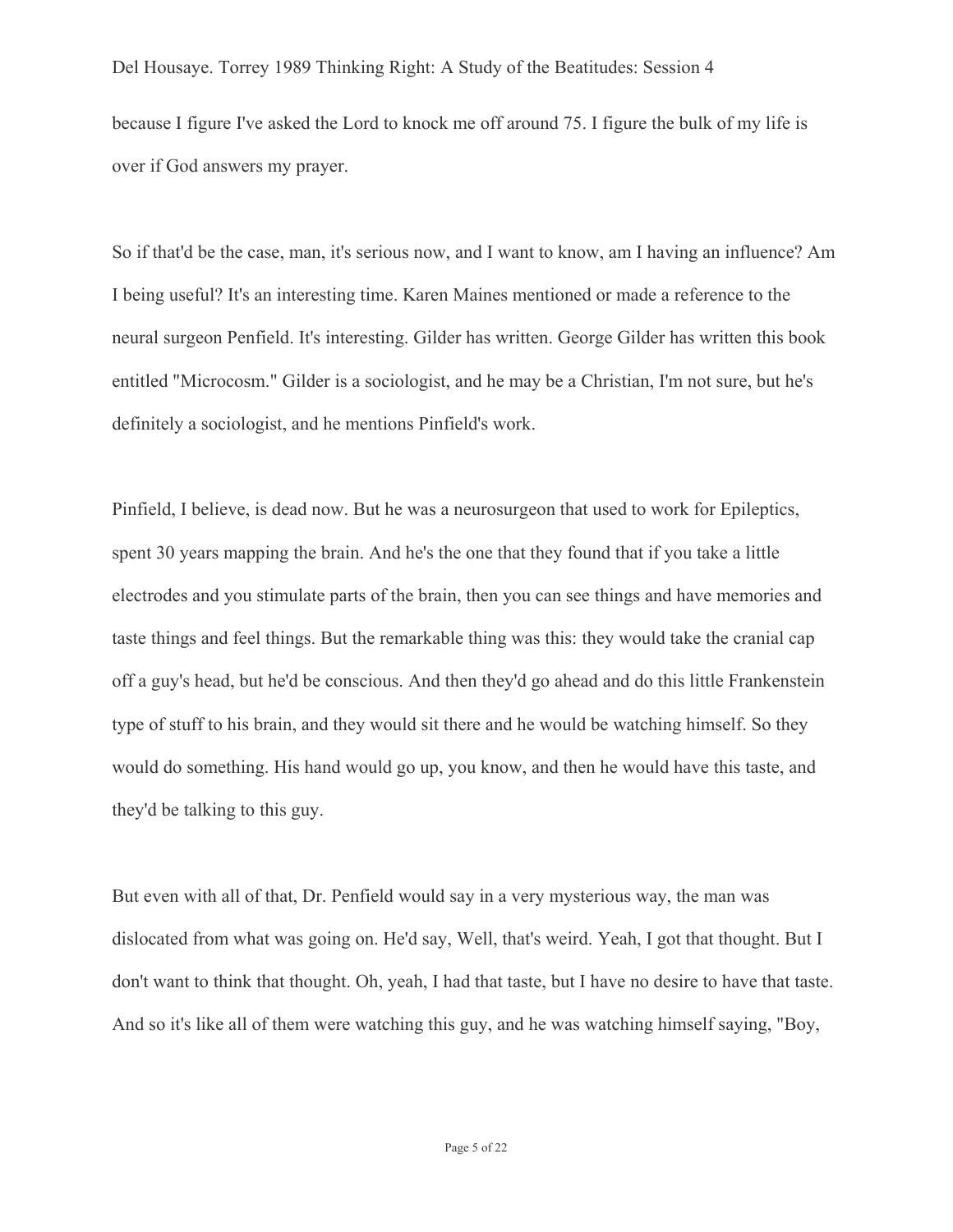because I figure I've asked the Lord to knock me off around 75. I figure the bulk of my life is over if God answers my prayer.

So if that'd be the case, man, it's serious now, and I want to know, am I having an influence? Am I being useful? It's an interesting time. Karen Maines mentioned or made a reference to the neural surgeon Penfield. It's interesting. Gilder has written. George Gilder has written this book entitled "Microcosm." Gilder is a sociologist, and he may be a Christian, I'm not sure, but he's definitely a sociologist, and he mentions Pinfield's work.

Pinfield, I believe, is dead now. But he was a neurosurgeon that used to work for Epileptics, spent 30 years mapping the brain. And he's the one that they found that if you take a little electrodes and you stimulate parts of the brain, then you can see things and have memories and taste things and feel things. But the remarkable thing was this: they would take the cranial cap off a guy's head, but he'd be conscious. And then they'd go ahead and do this little Frankenstein type of stuff to his brain, and they would sit there and he would be watching himself. So they would do something. His hand would go up, you know, and then he would have this taste, and they'd be talking to this guy.

But even with all of that, Dr. Penfield would say in a very mysterious way, the man was dislocated from what was going on. He'd say, Well, that's weird. Yeah, I got that thought. But I don't want to think that thought. Oh, yeah, I had that taste, but I have no desire to have that taste. And so it's like all of them were watching this guy, and he was watching himself saying, "Boy,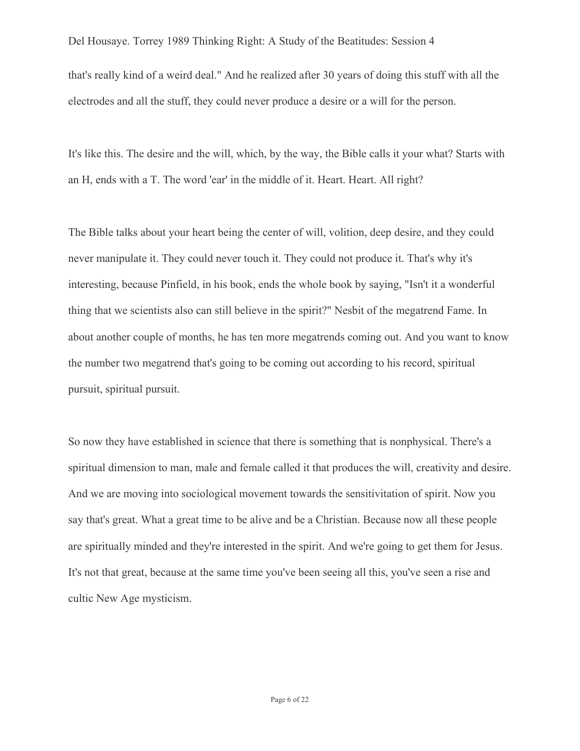that's really kind of a weird deal." And he realized after 30 years of doing this stuff with all the electrodes and all the stuff, they could never produce a desire or a will for the person.

It's like this. The desire and the will, which, by the way, the Bible calls it your what? Starts with an H, ends with a T. The word 'ear' in the middle of it. Heart. Heart. All right?

The Bible talks about your heart being the center of will, volition, deep desire, and they could never manipulate it. They could never touch it. They could not produce it. That's why it's interesting, because Pinfield, in his book, ends the whole book by saying, "Isn't it a wonderful thing that we scientists also can still believe in the spirit?" Nesbit of the megatrend Fame. In about another couple of months, he has ten more megatrends coming out. And you want to know the number two megatrend that's going to be coming out according to his record, spiritual pursuit, spiritual pursuit.

So now they have established in science that there is something that is nonphysical. There's a spiritual dimension to man, male and female called it that produces the will, creativity and desire. And we are moving into sociological movement towards the sensitivitation of spirit. Now you say that's great. What a great time to be alive and be a Christian. Because now all these people are spiritually minded and they're interested in the spirit. And we're going to get them for Jesus. It's not that great, because at the same time you've been seeing all this, you've seen a rise and cultic New Age mysticism.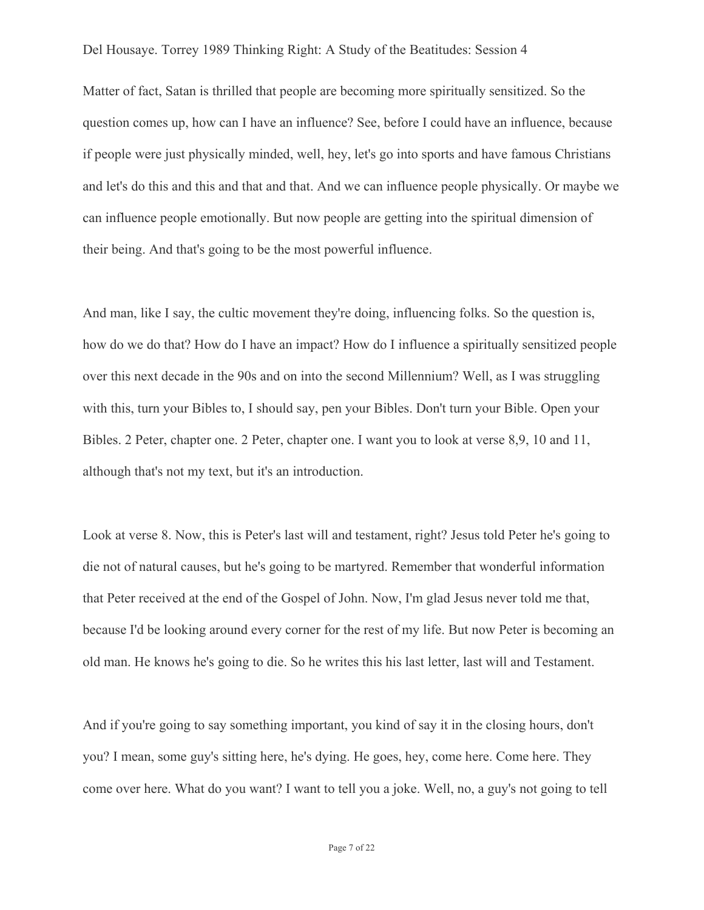Matter of fact, Satan is thrilled that people are becoming more spiritually sensitized. So the question comes up, how can I have an influence? See, before I could have an influence, because if people were just physically minded, well, hey, let's go into sports and have famous Christians and let's do this and this and that and that. And we can influence people physically. Or maybe we can influence people emotionally. But now people are getting into the spiritual dimension of their being. And that's going to be the most powerful influence.

And man, like I say, the cultic movement they're doing, influencing folks. So the question is, how do we do that? How do I have an impact? How do I influence a spiritually sensitized people over this next decade in the 90s and on into the second Millennium? Well, as I was struggling with this, turn your Bibles to, I should say, pen your Bibles. Don't turn your Bible. Open your Bibles. 2 Peter, chapter one. 2 Peter, chapter one. I want you to look at verse 8,9, 10 and 11, although that's not my text, but it's an introduction.

Look at verse 8. Now, this is Peter's last will and testament, right? Jesus told Peter he's going to die not of natural causes, but he's going to be martyred. Remember that wonderful information that Peter received at the end of the Gospel of John. Now, I'm glad Jesus never told me that, because I'd be looking around every corner for the rest of my life. But now Peter is becoming an old man. He knows he's going to die. So he writes this his last letter, last will and Testament.

And if you're going to say something important, you kind of say it in the closing hours, don't you? I mean, some guy's sitting here, he's dying. He goes, hey, come here. Come here. They come over here. What do you want? I want to tell you a joke. Well, no, a guy's not going to tell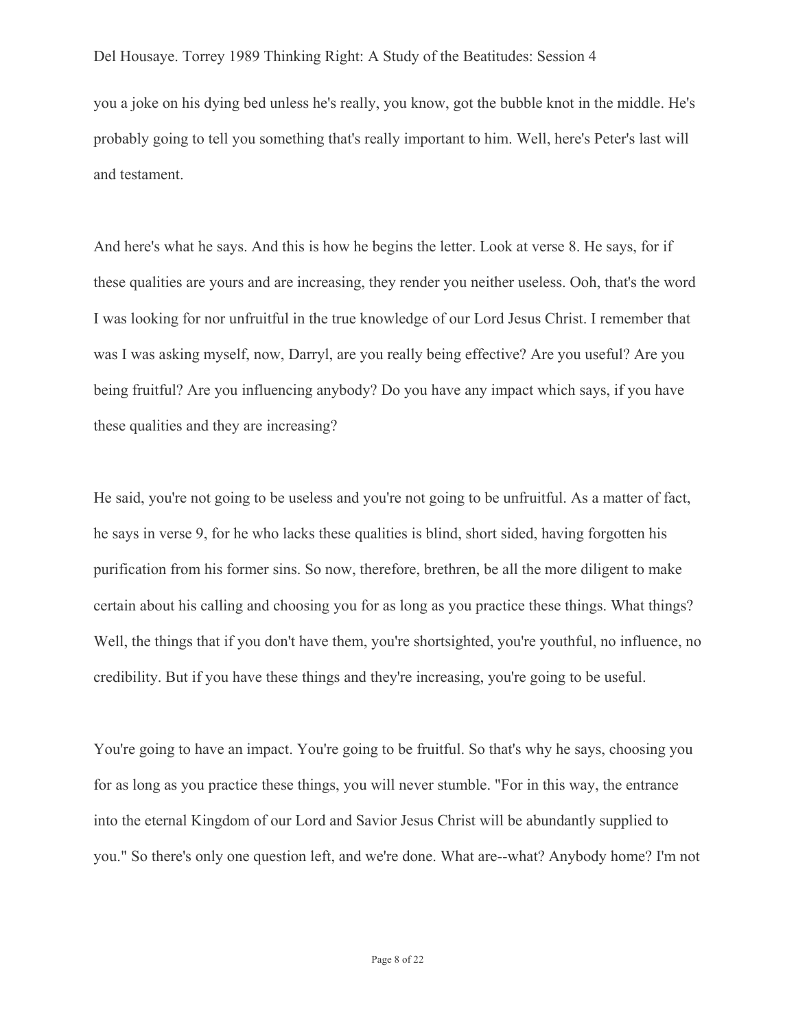you a joke on his dying bed unless he's really, you know, got the bubble knot in the middle. He's probably going to tell you something that's really important to him. Well, here's Peter's last will and testament.

And here's what he says. And this is how he begins the letter. Look at verse 8. He says, for if these qualities are yours and are increasing, they render you neither useless. Ooh, that's the word I was looking for nor unfruitful in the true knowledge of our Lord Jesus Christ. I remember that was I was asking myself, now, Darryl, are you really being effective? Are you useful? Are you being fruitful? Are you influencing anybody? Do you have any impact which says, if you have these qualities and they are increasing?

He said, you're not going to be useless and you're not going to be unfruitful. As a matter of fact, he says in verse 9, for he who lacks these qualities is blind, short sided, having forgotten his purification from his former sins. So now, therefore, brethren, be all the more diligent to make certain about his calling and choosing you for as long as you practice these things. What things? Well, the things that if you don't have them, you're shortsighted, you're youthful, no influence, no credibility. But if you have these things and they're increasing, you're going to be useful.

You're going to have an impact. You're going to be fruitful. So that's why he says, choosing you for as long as you practice these things, you will never stumble. "For in this way, the entrance into the eternal Kingdom of our Lord and Savior Jesus Christ will be abundantly supplied to you." So there's only one question left, and we're done. What are--what? Anybody home? I'm not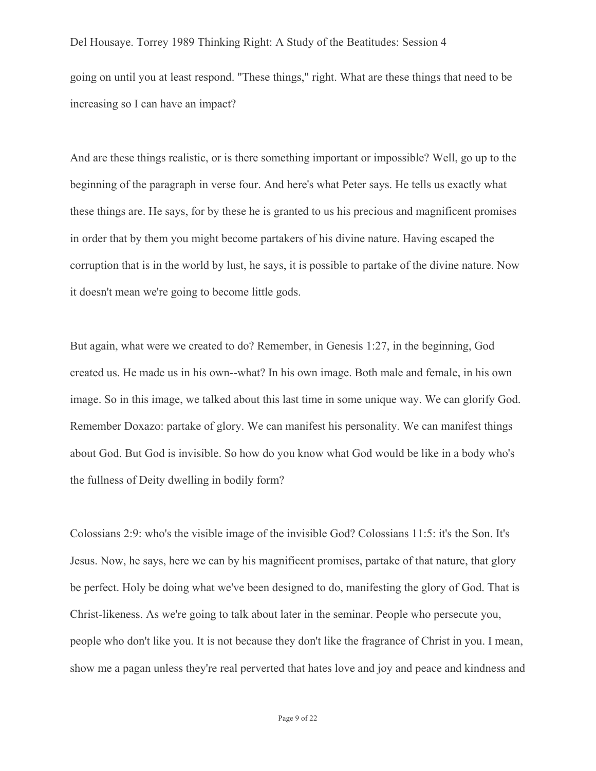going on until you at least respond. "These things," right. What are these things that need to be increasing so I can have an impact?

And are these things realistic, or is there something important or impossible? Well, go up to the beginning of the paragraph in verse four. And here's what Peter says. He tells us exactly what these things are. He says, for by these he is granted to us his precious and magnificent promises in order that by them you might become partakers of his divine nature. Having escaped the corruption that is in the world by lust, he says, it is possible to partake of the divine nature. Now it doesn't mean we're going to become little gods.

But again, what were we created to do? Remember, in Genesis 1:27, in the beginning, God created us. He made us in his own--what? In his own image. Both male and female, in his own image. So in this image, we talked about this last time in some unique way. We can glorify God. Remember Doxazo: partake of glory. We can manifest his personality. We can manifest things about God. But God is invisible. So how do you know what God would be like in a body who's the fullness of Deity dwelling in bodily form?

Colossians 2:9: who's the visible image of the invisible God? Colossians 11:5: it's the Son. It's Jesus. Now, he says, here we can by his magnificent promises, partake of that nature, that glory be perfect. Holy be doing what we've been designed to do, manifesting the glory of God. That is Christ-likeness. As we're going to talk about later in the seminar. People who persecute you, people who don't like you. It is not because they don't like the fragrance of Christ in you. I mean, show me a pagan unless they're real perverted that hates love and joy and peace and kindness and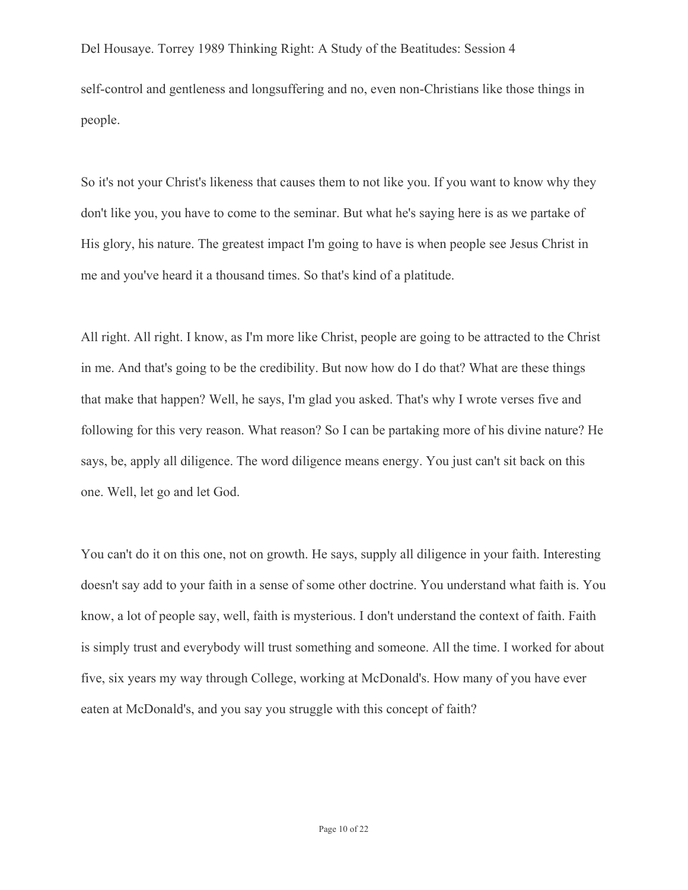self-control and gentleness and longsuffering and no, even non-Christians like those things in people.

So it's not your Christ's likeness that causes them to not like you. If you want to know why they don't like you, you have to come to the seminar. But what he's saying here is as we partake of His glory, his nature. The greatest impact I'm going to have is when people see Jesus Christ in me and you've heard it a thousand times. So that's kind of a platitude.

All right. All right. I know, as I'm more like Christ, people are going to be attracted to the Christ in me. And that's going to be the credibility. But now how do I do that? What are these things that make that happen? Well, he says, I'm glad you asked. That's why I wrote verses five and following for this very reason. What reason? So I can be partaking more of his divine nature? He says, be, apply all diligence. The word diligence means energy. You just can't sit back on this one. Well, let go and let God.

You can't do it on this one, not on growth. He says, supply all diligence in your faith. Interesting doesn't say add to your faith in a sense of some other doctrine. You understand what faith is. You know, a lot of people say, well, faith is mysterious. I don't understand the context of faith. Faith is simply trust and everybody will trust something and someone. All the time. I worked for about five, six years my way through College, working at McDonald's. How many of you have ever eaten at McDonald's, and you say you struggle with this concept of faith?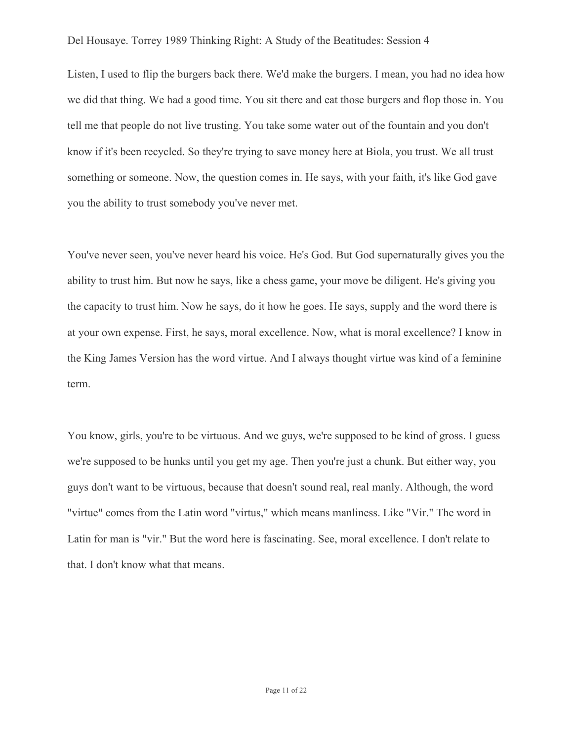Listen, I used to flip the burgers back there. We'd make the burgers. I mean, you had no idea how we did that thing. We had a good time. You sit there and eat those burgers and flop those in. You tell me that people do not live trusting. You take some water out of the fountain and you don't know if it's been recycled. So they're trying to save money here at Biola, you trust. We all trust something or someone. Now, the question comes in. He says, with your faith, it's like God gave you the ability to trust somebody you've never met.

You've never seen, you've never heard his voice. He's God. But God supernaturally gives you the ability to trust him. But now he says, like a chess game, your move be diligent. He's giving you the capacity to trust him. Now he says, do it how he goes. He says, supply and the word there is at your own expense. First, he says, moral excellence. Now, what is moral excellence? I know in the King James Version has the word virtue. And I always thought virtue was kind of a feminine term.

You know, girls, you're to be virtuous. And we guys, we're supposed to be kind of gross. I guess we're supposed to be hunks until you get my age. Then you're just a chunk. But either way, you guys don't want to be virtuous, because that doesn't sound real, real manly. Although, the word "virtue" comes from the Latin word "virtus," which means manliness. Like "Vir." The word in Latin for man is "vir." But the word here is fascinating. See, moral excellence. I don't relate to that. I don't know what that means.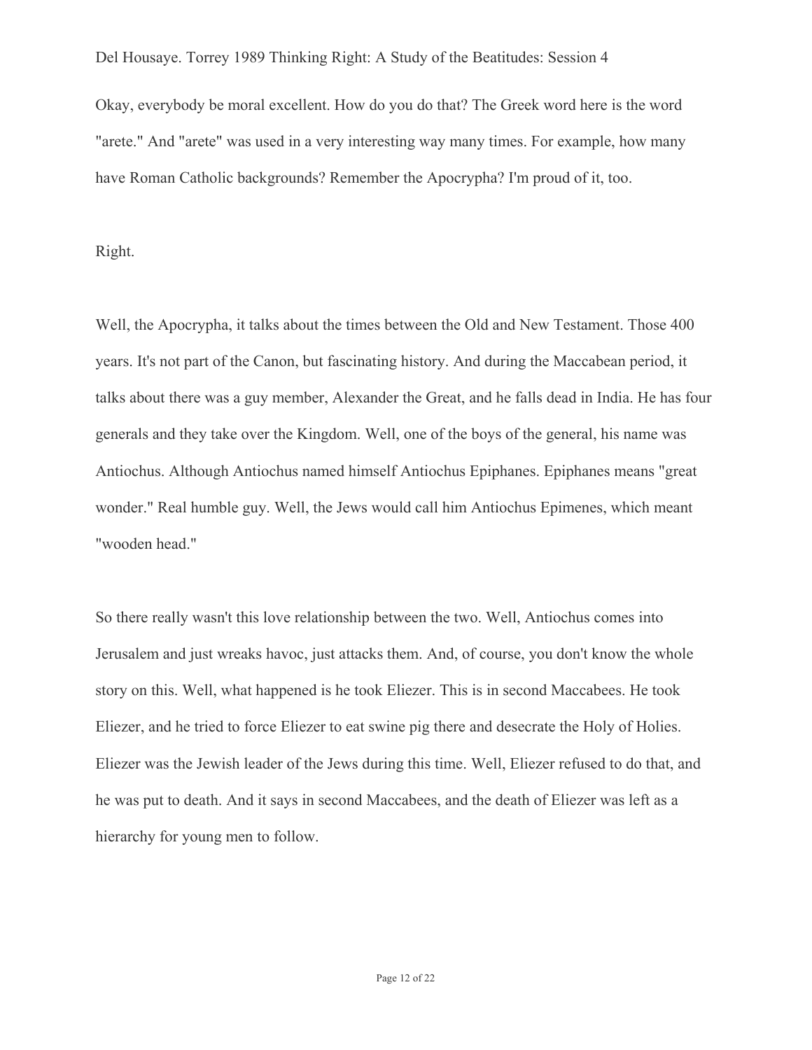Okay, everybody be moral excellent. How do you do that? The Greek word here is the word "arete." And "arete" was used in a very interesting way many times. For example, how many have Roman Catholic backgrounds? Remember the Apocrypha? I'm proud of it, too.

Right.

Well, the Apocrypha, it talks about the times between the Old and New Testament. Those 400 years. It's not part of the Canon, but fascinating history. And during the Maccabean period, it talks about there was a guy member, Alexander the Great, and he falls dead in India. He has four generals and they take over the Kingdom. Well, one of the boys of the general, his name was Antiochus. Although Antiochus named himself Antiochus Epiphanes. Epiphanes means "great wonder." Real humble guy. Well, the Jews would call him Antiochus Epimenes, which meant "wooden head."

So there really wasn't this love relationship between the two. Well, Antiochus comes into Jerusalem and just wreaks havoc, just attacks them. And, of course, you don't know the whole story on this. Well, what happened is he took Eliezer. This is in second Maccabees. He took Eliezer, and he tried to force Eliezer to eat swine pig there and desecrate the Holy of Holies. Eliezer was the Jewish leader of the Jews during this time. Well, Eliezer refused to do that, and he was put to death. And it says in second Maccabees, and the death of Eliezer was left as a hierarchy for young men to follow.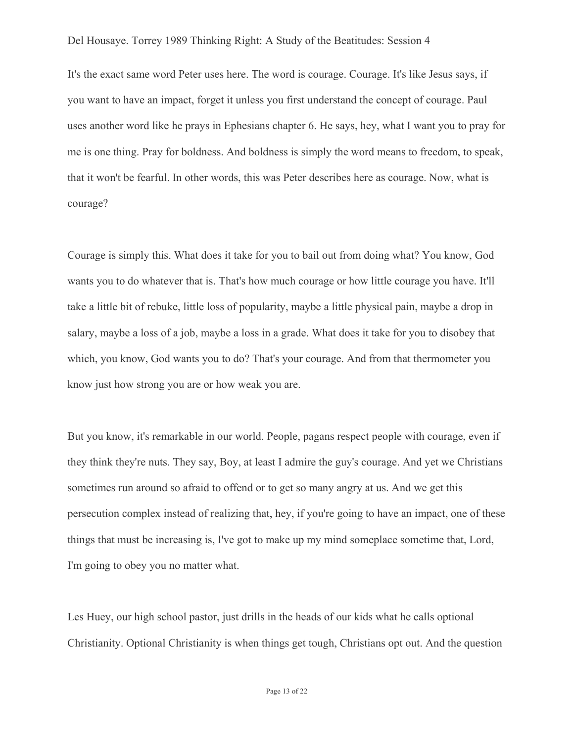It's the exact same word Peter uses here. The word is courage. Courage. It's like Jesus says, if you want to have an impact, forget it unless you first understand the concept of courage. Paul uses another word like he prays in Ephesians chapter 6. He says, hey, what I want you to pray for me is one thing. Pray for boldness. And boldness is simply the word means to freedom, to speak, that it won't be fearful. In other words, this was Peter describes here as courage. Now, what is courage?

Courage is simply this. What does it take for you to bail out from doing what? You know, God wants you to do whatever that is. That's how much courage or how little courage you have. It'll take a little bit of rebuke, little loss of popularity, maybe a little physical pain, maybe a drop in salary, maybe a loss of a job, maybe a loss in a grade. What does it take for you to disobey that which, you know, God wants you to do? That's your courage. And from that thermometer you know just how strong you are or how weak you are.

But you know, it's remarkable in our world. People, pagans respect people with courage, even if they think they're nuts. They say, Boy, at least I admire the guy's courage. And yet we Christians sometimes run around so afraid to offend or to get so many angry at us. And we get this persecution complex instead of realizing that, hey, if you're going to have an impact, one of these things that must be increasing is, I've got to make up my mind someplace sometime that, Lord, I'm going to obey you no matter what.

Les Huey, our high school pastor, just drills in the heads of our kids what he calls optional Christianity. Optional Christianity is when things get tough, Christians opt out. And the question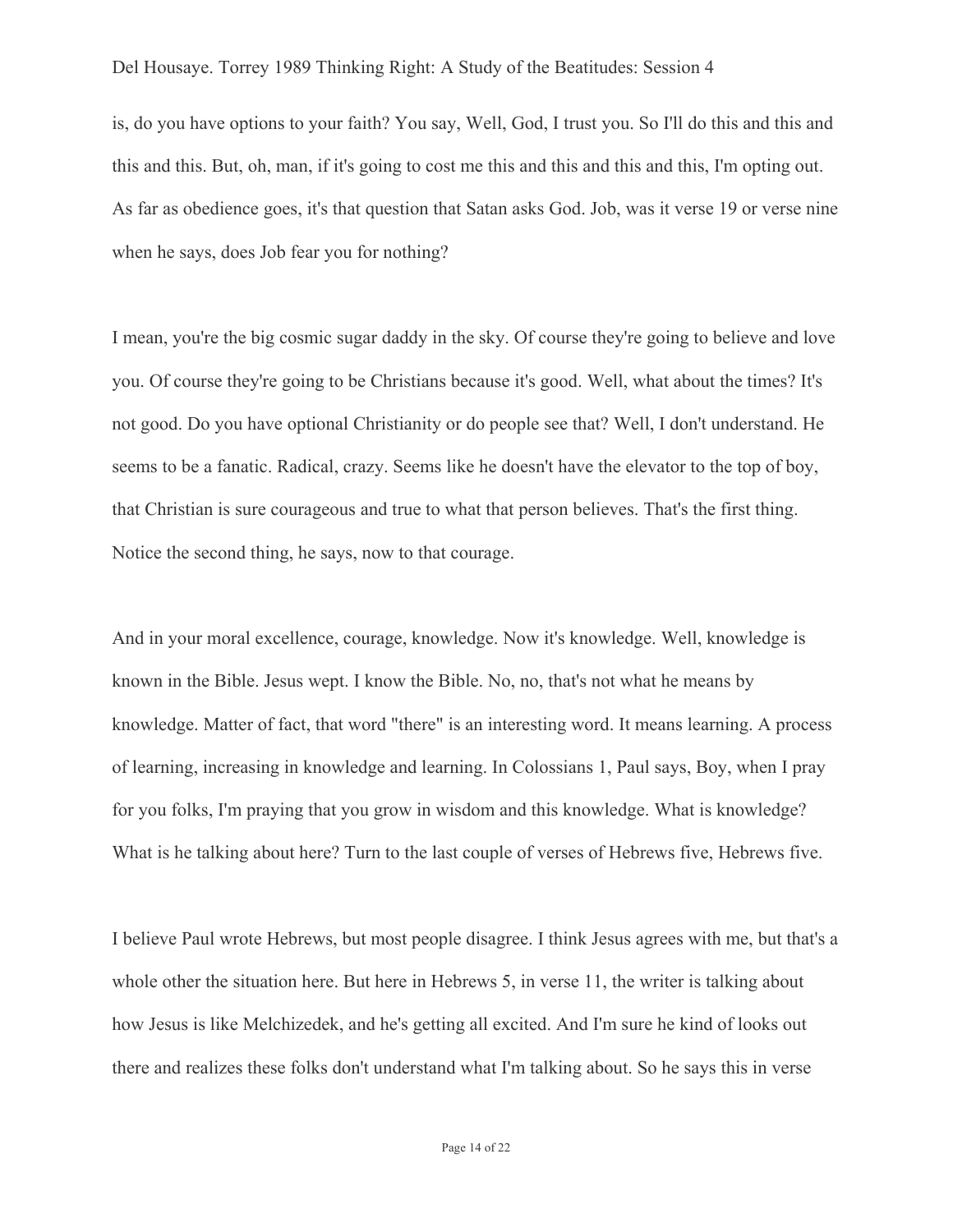is, do you have options to your faith? You say, Well, God, I trust you. So I'll do this and this and this and this. But, oh, man, if it's going to cost me this and this and this and this, I'm opting out. As far as obedience goes, it's that question that Satan asks God. Job, was it verse 19 or verse nine when he says, does Job fear you for nothing?

I mean, you're the big cosmic sugar daddy in the sky. Of course they're going to believe and love you. Of course they're going to be Christians because it's good. Well, what about the times? It's not good. Do you have optional Christianity or do people see that? Well, I don't understand. He seems to be a fanatic. Radical, crazy. Seems like he doesn't have the elevator to the top of boy, that Christian is sure courageous and true to what that person believes. That's the first thing. Notice the second thing, he says, now to that courage.

And in your moral excellence, courage, knowledge. Now it's knowledge. Well, knowledge is known in the Bible. Jesus wept. I know the Bible. No, no, that's not what he means by knowledge. Matter of fact, that word "there" is an interesting word. It means learning. A process of learning, increasing in knowledge and learning. In Colossians 1, Paul says, Boy, when I pray for you folks, I'm praying that you grow in wisdom and this knowledge. What is knowledge? What is he talking about here? Turn to the last couple of verses of Hebrews five, Hebrews five.

I believe Paul wrote Hebrews, but most people disagree. I think Jesus agrees with me, but that's a whole other the situation here. But here in Hebrews 5, in verse 11, the writer is talking about how Jesus is like Melchizedek, and he's getting all excited. And I'm sure he kind of looks out there and realizes these folks don't understand what I'm talking about. So he says this in verse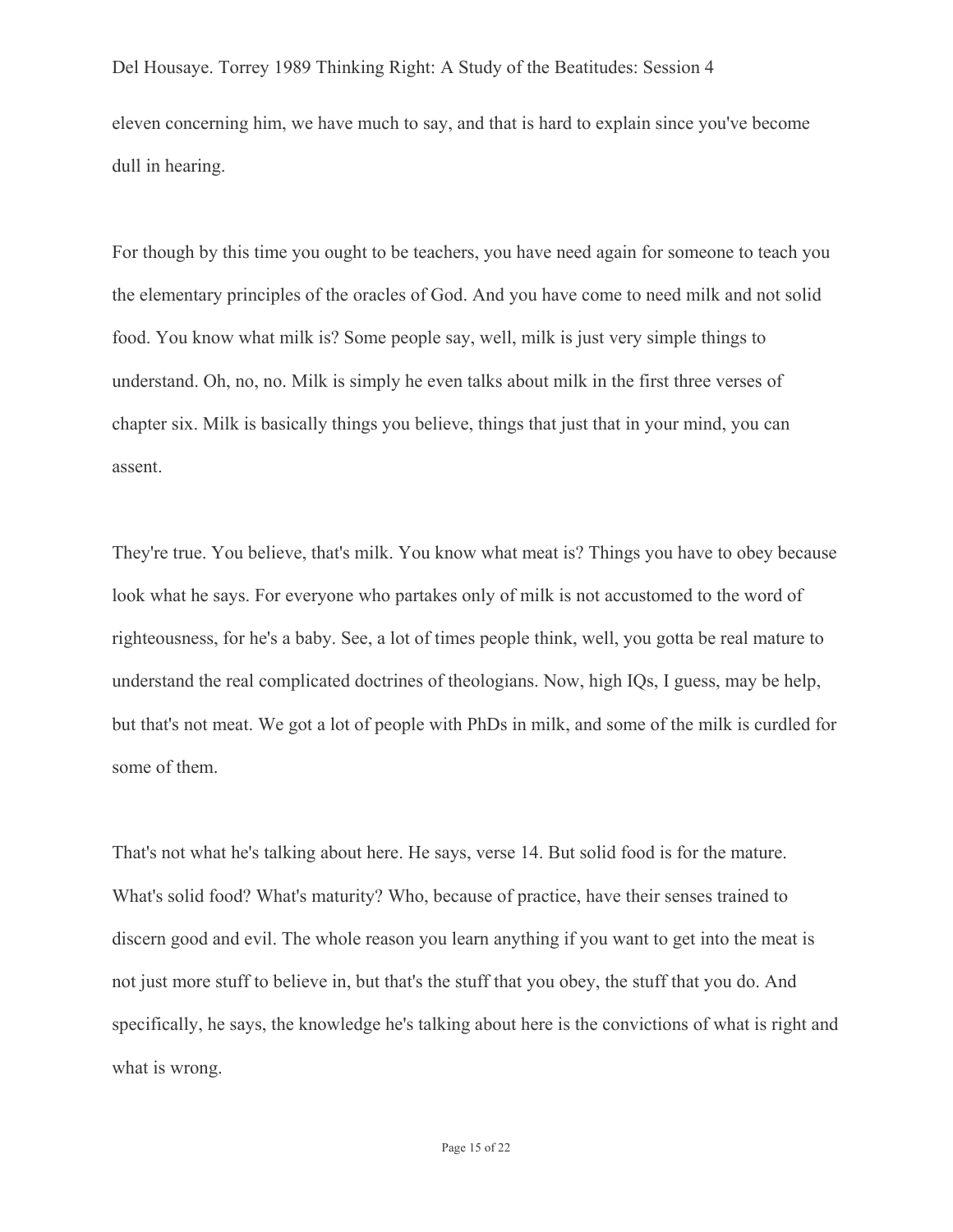eleven concerning him, we have much to say, and that is hard to explain since you've become dull in hearing.

For though by this time you ought to be teachers, you have need again for someone to teach you the elementary principles of the oracles of God. And you have come to need milk and not solid food. You know what milk is? Some people say, well, milk is just very simple things to understand. Oh, no, no. Milk is simply he even talks about milk in the first three verses of chapter six. Milk is basically things you believe, things that just that in your mind, you can assent.

They're true. You believe, that's milk. You know what meat is? Things you have to obey because look what he says. For everyone who partakes only of milk is not accustomed to the word of righteousness, for he's a baby. See, a lot of times people think, well, you gotta be real mature to understand the real complicated doctrines of theologians. Now, high IQs, I guess, may be help, but that's not meat. We got a lot of people with PhDs in milk, and some of the milk is curdled for some of them.

That's not what he's talking about here. He says, verse 14. But solid food is for the mature. What's solid food? What's maturity? Who, because of practice, have their senses trained to discern good and evil. The whole reason you learn anything if you want to get into the meat is not just more stuff to believe in, but that's the stuff that you obey, the stuff that you do. And specifically, he says, the knowledge he's talking about here is the convictions of what is right and what is wrong.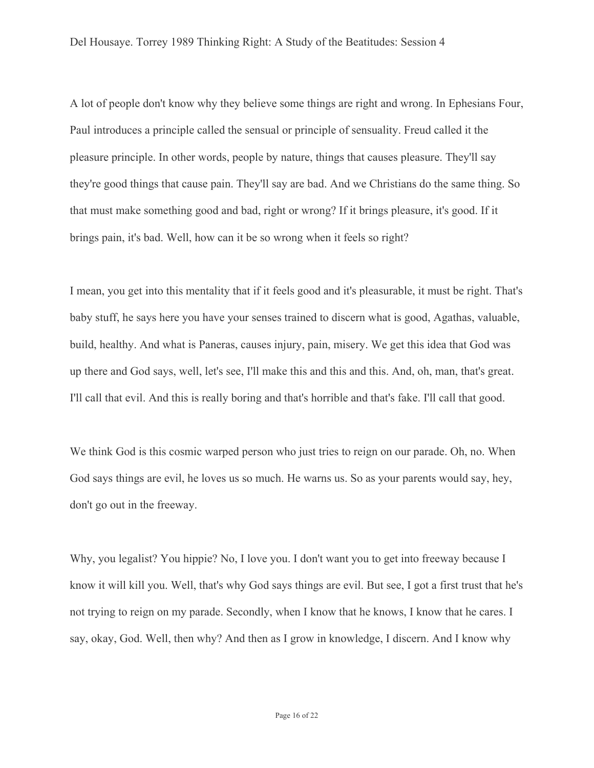A lot of people don't know why they believe some things are right and wrong. In Ephesians Four, Paul introduces a principle called the sensual or principle of sensuality. Freud called it the pleasure principle. In other words, people by nature, things that causes pleasure. They'll say they're good things that cause pain. They'll say are bad. And we Christians do the same thing. So that must make something good and bad, right or wrong? If it brings pleasure, it's good. If it brings pain, it's bad. Well, how can it be so wrong when it feels so right?

I mean, you get into this mentality that if it feels good and it's pleasurable, it must be right. That's baby stuff, he says here you have your senses trained to discern what is good, Agathas, valuable, build, healthy. And what is Paneras, causes injury, pain, misery. We get this idea that God was up there and God says, well, let's see, I'll make this and this and this. And, oh, man, that's great. I'll call that evil. And this is really boring and that's horrible and that's fake. I'll call that good.

We think God is this cosmic warped person who just tries to reign on our parade. Oh, no. When God says things are evil, he loves us so much. He warns us. So as your parents would say, hey, don't go out in the freeway.

Why, you legalist? You hippie? No, I love you. I don't want you to get into freeway because I know it will kill you. Well, that's why God says things are evil. But see, I got a first trust that he's not trying to reign on my parade. Secondly, when I know that he knows, I know that he cares. I say, okay, God. Well, then why? And then as I grow in knowledge, I discern. And I know why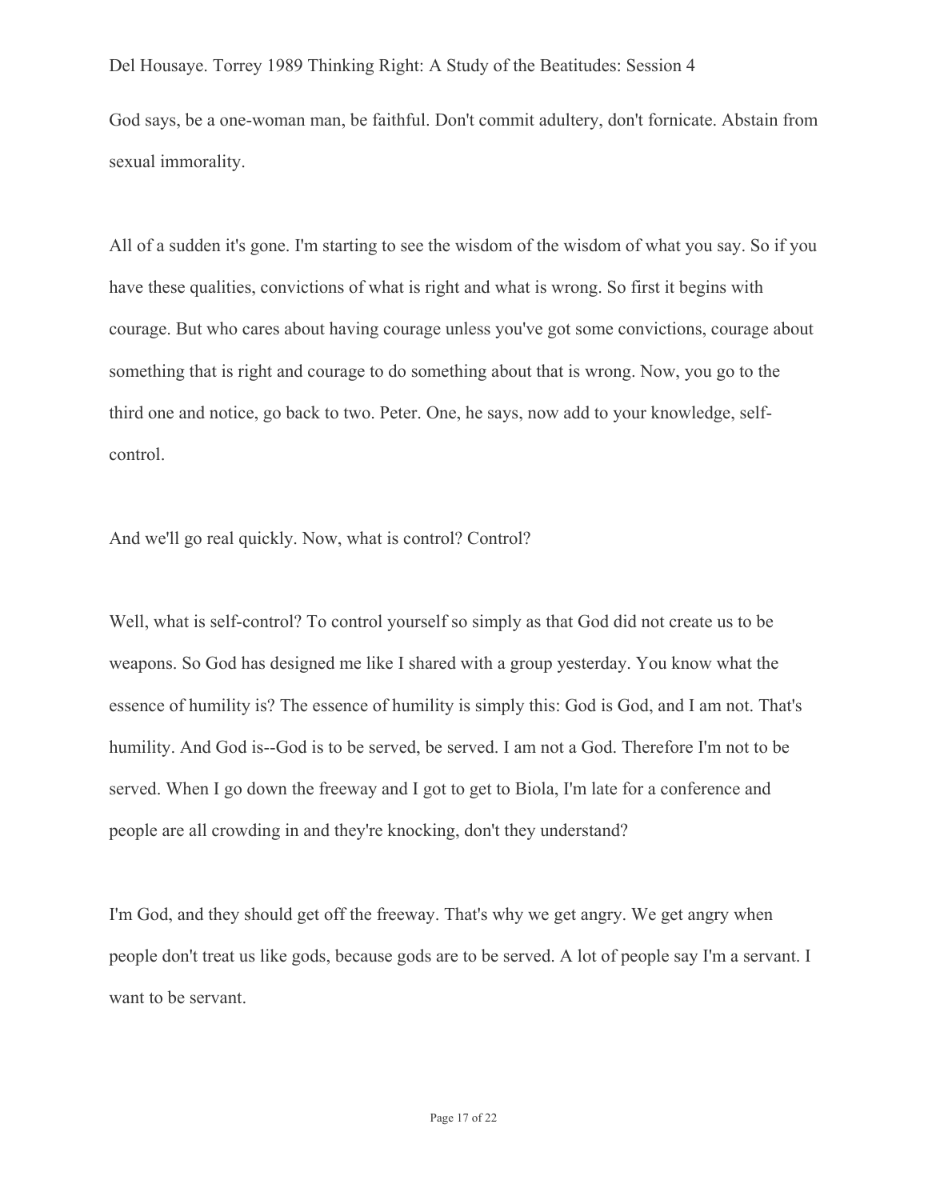God says, be a one-woman man, be faithful. Don't commit adultery, don't fornicate. Abstain from sexual immorality.

All of a sudden it's gone. I'm starting to see the wisdom of the wisdom of what you say. So if you have these qualities, convictions of what is right and what is wrong. So first it begins with courage. But who cares about having courage unless you've got some convictions, courage about something that is right and courage to do something about that is wrong. Now, you go to the third one and notice, go back to two. Peter. One, he says, now add to your knowledge, self-control.

And we'll go real quickly. Now, what is control? Control?

Well, what is self-control? To control yourself so simply as that God did not create us to be weapons. So God has designed me like I shared with a group yesterday. You know what the essence of humility is? The essence of humility is simply this: God is God, and I am not. That's humility. And God is--God is to be served, be served. I am not a God. Therefore I'm not to be served. When I go down the freeway and I got to get to Biola, I'm late for a conference and people are all crowding in and they're knocking, don't they understand?

I'm God, and they should get off the freeway. That's why we get angry. We get angry when people don't treat us like gods, because gods are to be served. A lot of people say I'm a servant. I want to be servant.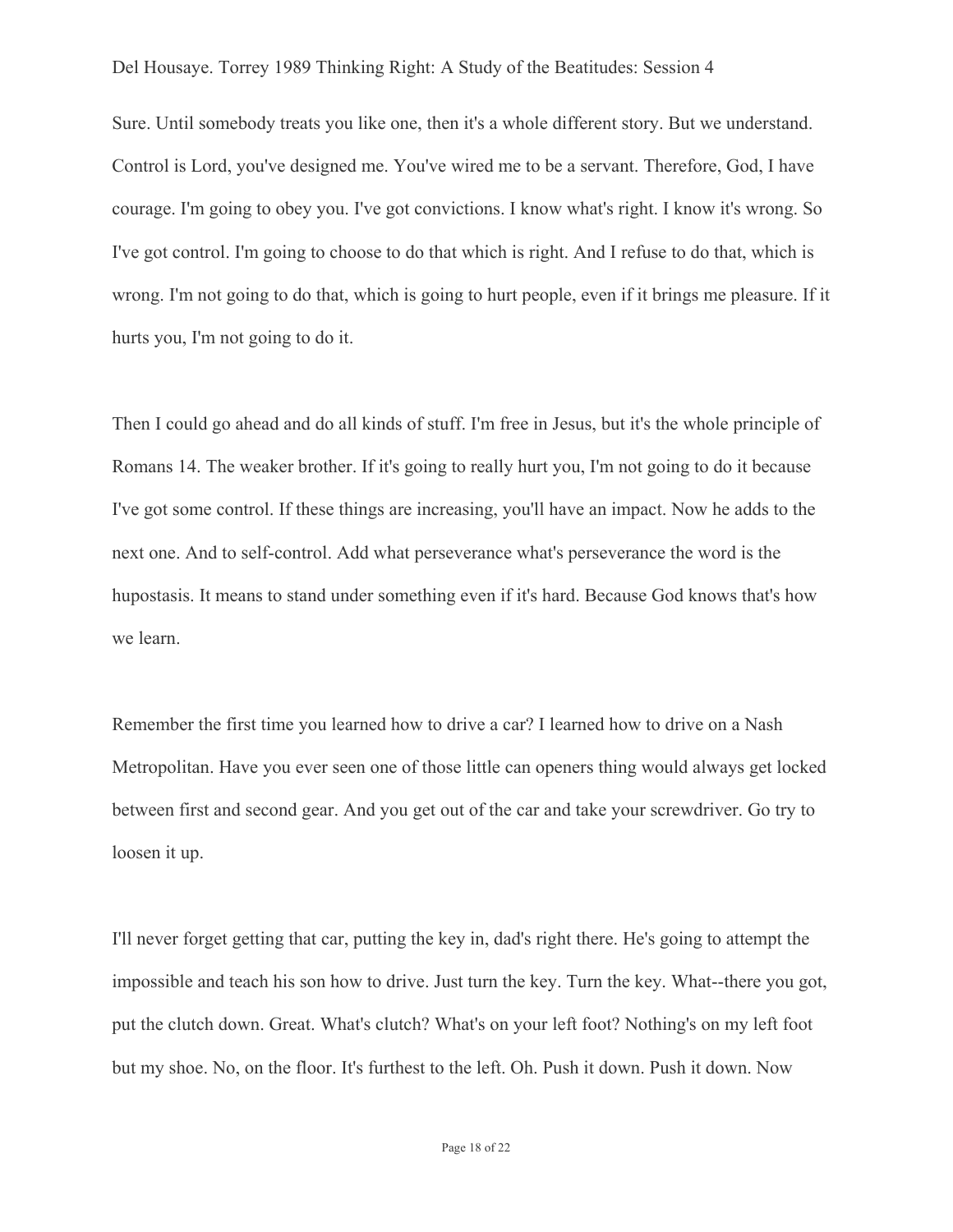Sure. Until somebody treats you like one, then it's a whole different story. But we understand. Control is Lord, you've designed me. You've wired me to be a servant. Therefore, God, I have courage. I'm going to obey you. I've got convictions. I know what's right. I know it's wrong. So I've got control. I'm going to choose to do that which is right. And I refuse to do that, which is wrong. I'm not going to do that, which is going to hurt people, even if it brings me pleasure. If it hurts you, I'm not going to do it.

Then I could go ahead and do all kinds of stuff. I'm free in Jesus, but it's the whole principle of Romans 14. The weaker brother. If it's going to really hurt you, I'm not going to do it because I've got some control. If these things are increasing, you'll have an impact. Now he adds to the next one. And to self-control. Add what perseverance what's perseverance the word is the hupostasis. It means to stand under something even if it's hard. Because God knows that's how we learn.

Remember the first time you learned how to drive a car? I learned how to drive on a Nash Metropolitan. Have you ever seen one of those little can openers thing would always get locked between first and second gear. And you get out of the car and take your screwdriver. Go try to loosen it up.

I'll never forget getting that car, putting the key in, dad's right there. He's going to attempt the impossible and teach his son how to drive. Just turn the key. Turn the key. What--there you got, put the clutch down. Great. What's clutch? What's on your left foot? Nothing's on my left foot but my shoe. No, on the floor. It's furthest to the left. Oh. Push it down. Push it down. Now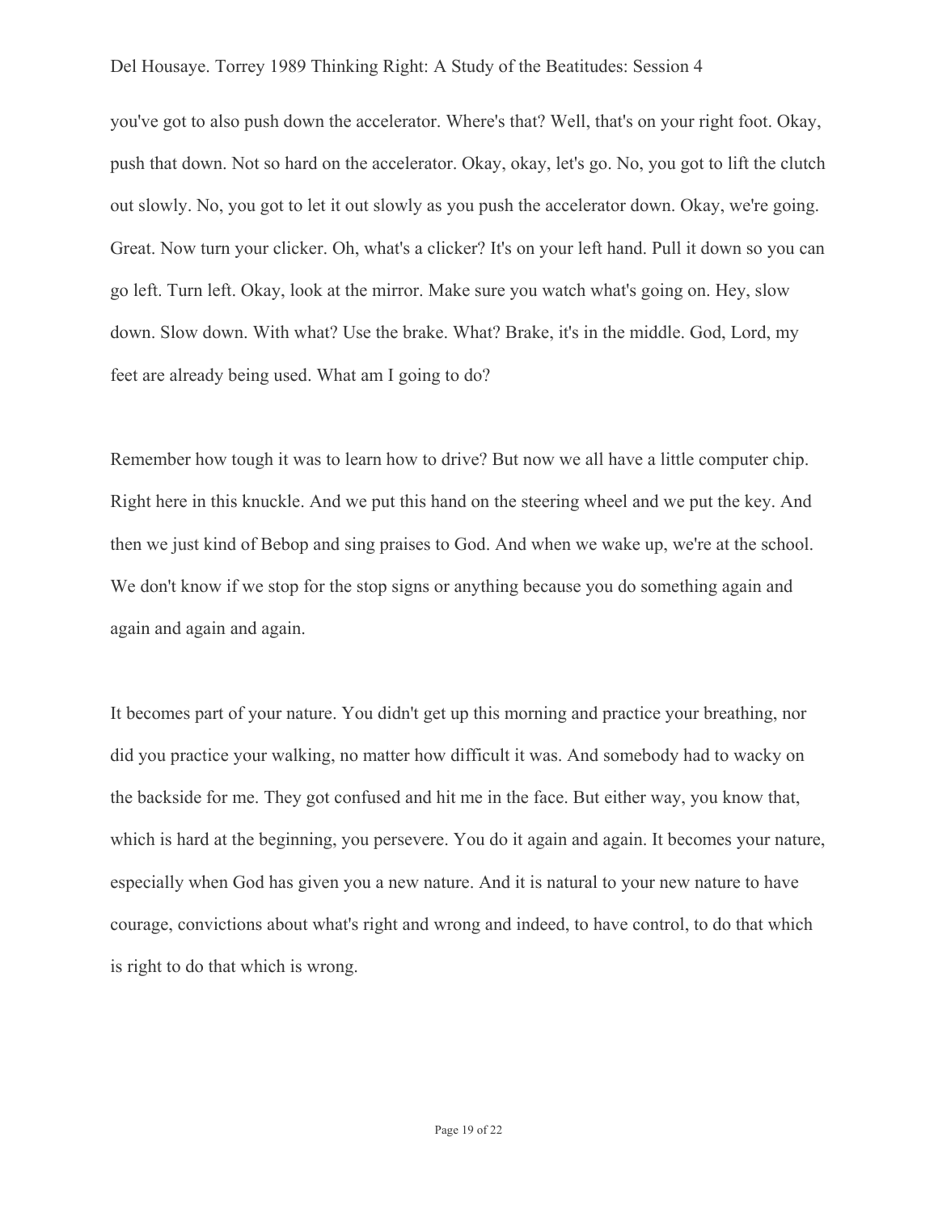you've got to also push down the accelerator. Where's that? Well, that's on your right foot. Okay, push that down. Not so hard on the accelerator. Okay, okay, let's go. No, you got to lift the clutch out slowly. No, you got to let it out slowly as you push the accelerator down. Okay, we're going. Great. Now turn your clicker. Oh, what's a clicker? It's on your left hand. Pull it down so you can go left. Turn left. Okay, look at the mirror. Make sure you watch what's going on. Hey, slow down. Slow down. With what? Use the brake. What? Brake, it's in the middle. God, Lord, my feet are already being used. What am I going to do?

Remember how tough it was to learn how to drive? But now we all have a little computer chip. Right here in this knuckle. And we put this hand on the steering wheel and we put the key. And then we just kind of Bebop and sing praises to God. And when we wake up, we're at the school. We don't know if we stop for the stop signs or anything because you do something again and again and again and again.

It becomes part of your nature. You didn't get up this morning and practice your breathing, nor did you practice your walking, no matter how difficult it was. And somebody had to wacky on the backside for me. They got confused and hit me in the face. But either way, you know that, which is hard at the beginning, you persevere. You do it again and again. It becomes your nature, especially when God has given you a new nature. And it is natural to your new nature to have courage, convictions about what's right and wrong and indeed, to have control, to do that which is right to do that which is wrong.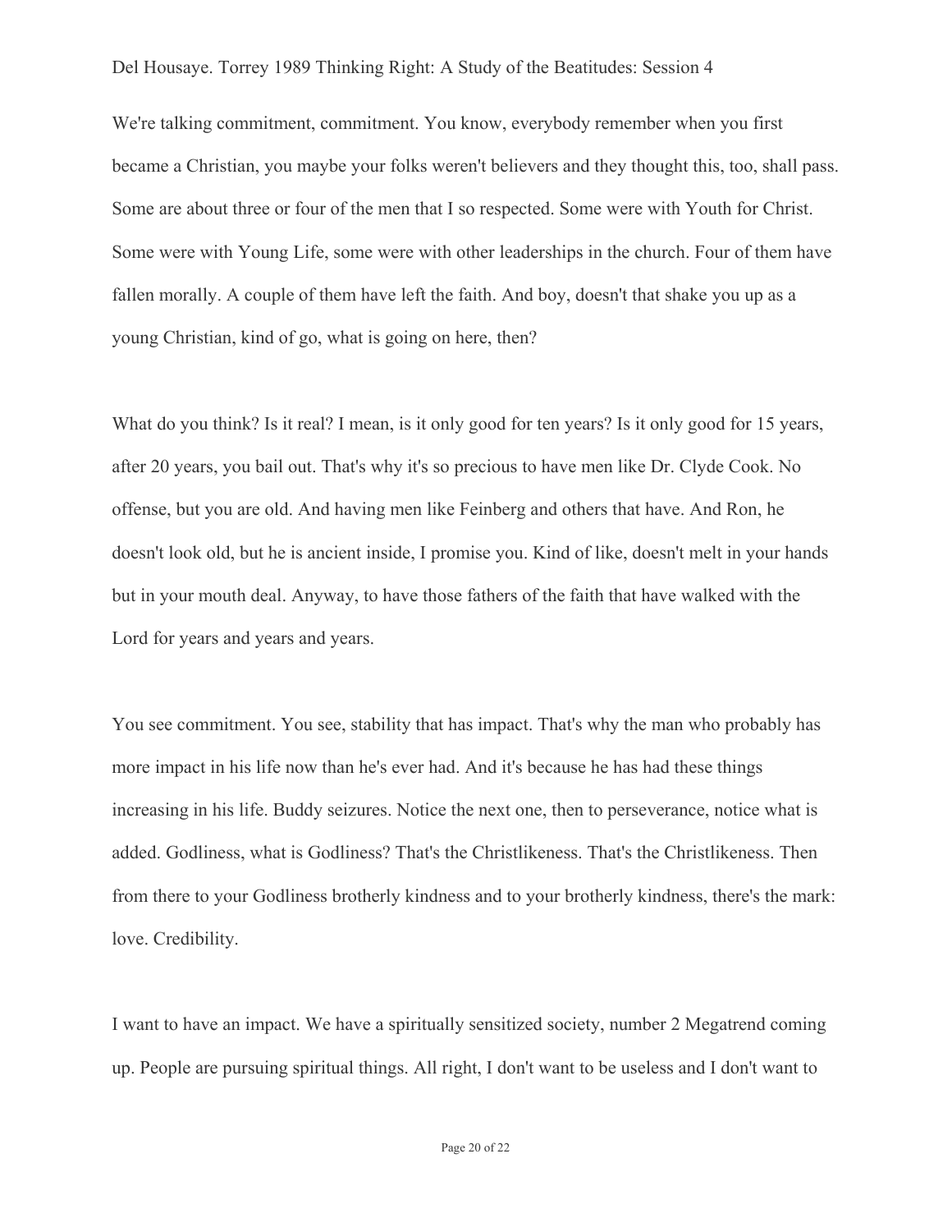We're talking commitment, commitment. You know, everybody remember when you first became a Christian, you maybe your folks weren't believers and they thought this, too, shall pass. Some are about three or four of the men that I so respected. Some were with Youth for Christ. Some were with Young Life, some were with other leaderships in the church. Four of them have fallen morally. A couple of them have left the faith. And boy, doesn't that shake you up as a young Christian, kind of go, what is going on here, then?

What do you think? Is it real? I mean, is it only good for ten years? Is it only good for 15 years, after 20 years, you bail out. That's why it's so precious to have men like Dr. Clyde Cook. No offense, but you are old. And having men like Feinberg and others that have. And Ron, he doesn't look old, but he is ancient inside, I promise you. Kind of like, doesn't melt in your hands but in your mouth deal. Anyway, to have those fathers of the faith that have walked with the Lord for years and years and years.

You see commitment. You see, stability that has impact. That's why the man who probably has more impact in his life now than he's ever had. And it's because he has had these things increasing in his life. Buddy seizures. Notice the next one, then to perseverance, notice what is added. Godliness, what is Godliness? That's the Christlikeness. That's the Christlikeness. Then from there to your Godliness brotherly kindness and to your brotherly kindness, there's the mark: love. Credibility.

I want to have an impact. We have a spiritually sensitized society, number 2 Megatrend coming up. People are pursuing spiritual things. All right, I don't want to be useless and I don't want to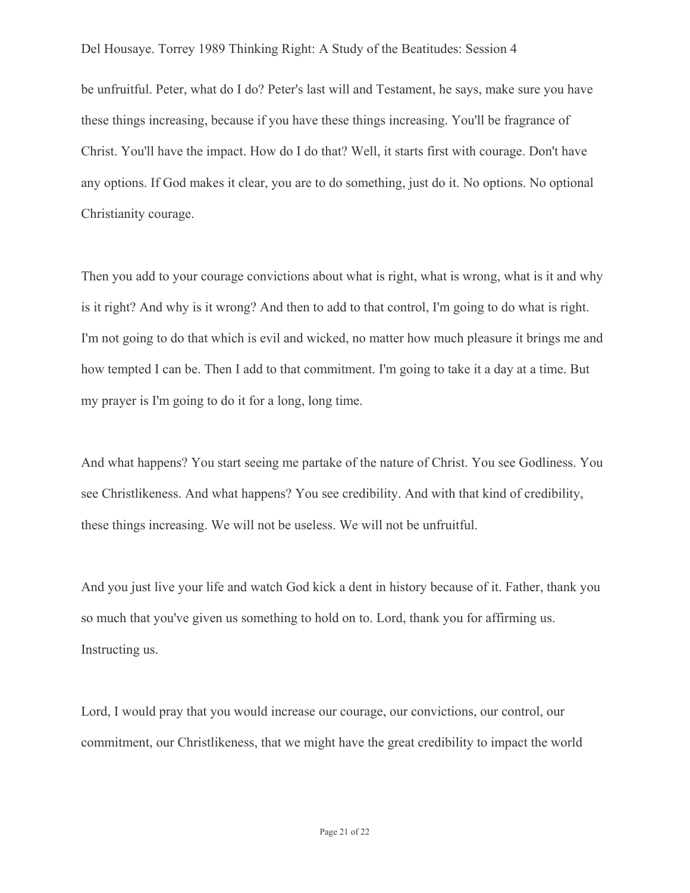be unfruitful. Peter, what do I do? Peter's last will and Testament, he says, make sure you have these things increasing, because if you have these things increasing. You'll be fragrance of Christ. You'll have the impact. How do I do that? Well, it starts first with courage. Don't have any options. If God makes it clear, you are to do something, just do it. No options. No optional Christianity courage.

Then you add to your courage convictions about what is right, what is wrong, what is it and why is it right? And why is it wrong? And then to add to that control, I'm going to do what is right. I'm not going to do that which is evil and wicked, no matter how much pleasure it brings me and how tempted I can be. Then I add to that commitment. I'm going to take it a day at a time. But my prayer is I'm going to do it for a long, long time.

And what happens? You start seeing me partake of the nature of Christ. You see Godliness. You see Christlikeness. And what happens? You see credibility. And with that kind of credibility, these things increasing. We will not be useless. We will not be unfruitful.

And you just live your life and watch God kick a dent in history because of it. Father, thank you so much that you've given us something to hold on to. Lord, thank you for affirming us. Instructing us.

Lord, I would pray that you would increase our courage, our convictions, our control, our commitment, our Christlikeness, that we might have the great credibility to impact the world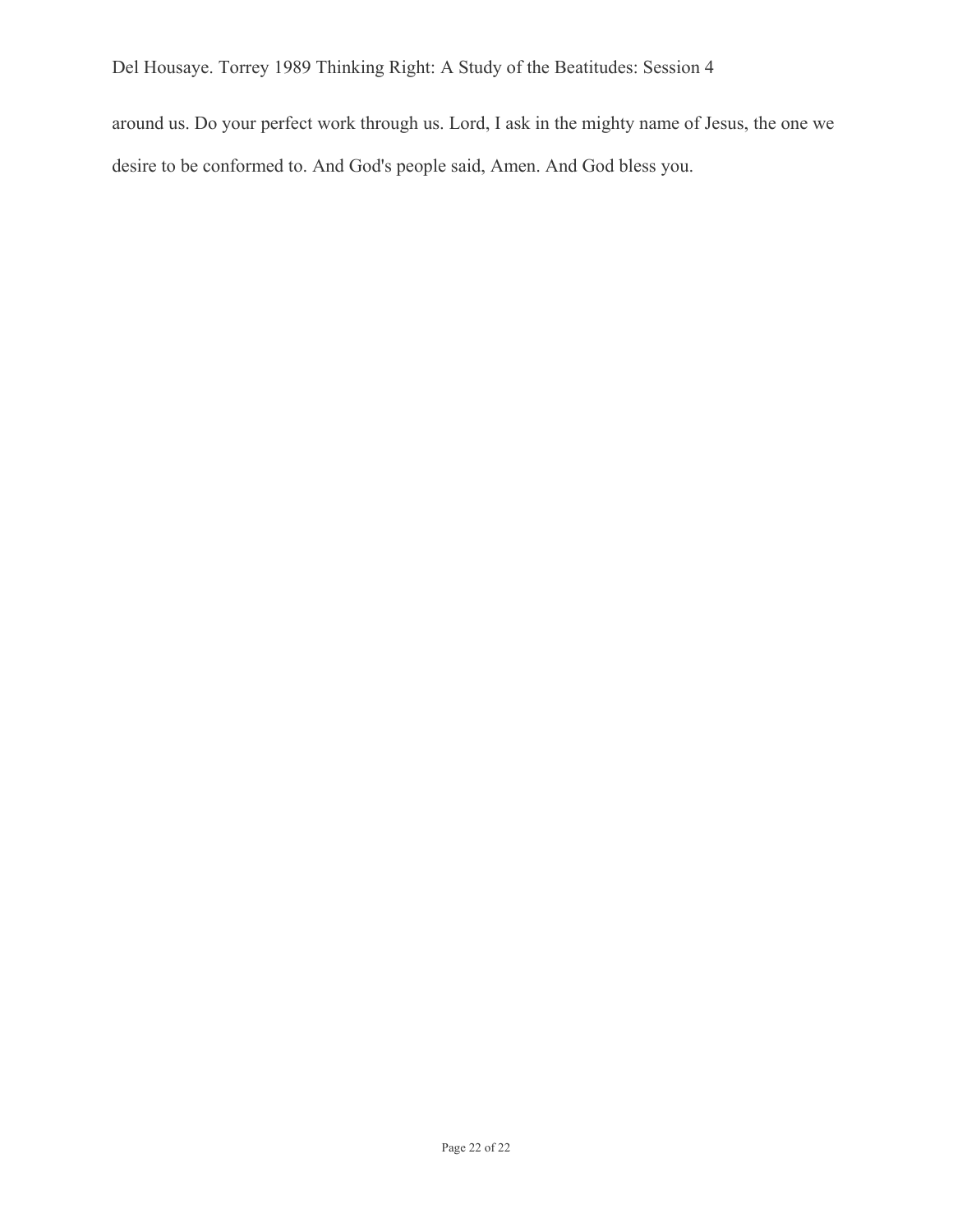around us. Do your perfect work through us. Lord, I ask in the mighty name of Jesus, the one we desire to be conformed to. And God's people said, Amen. And God bless you.